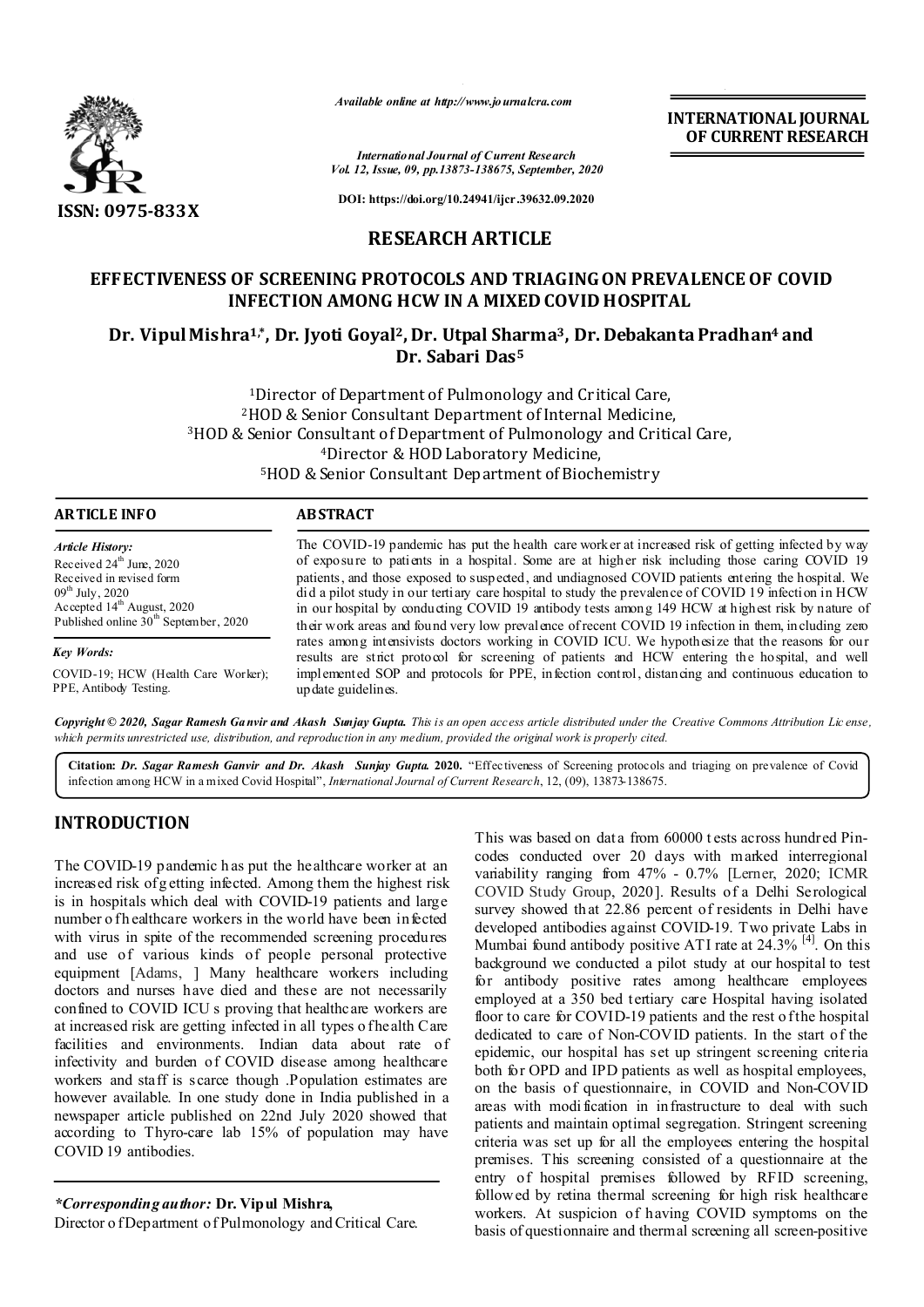ISSN: 0975-833X

*Available online at http://www.journalcra.com*

*International Journal of Current Research*
*Vol. 12, Issue, 09, pp.13873-138675, September, 2020*

**DOI: https://doi.org/10.24941/ijcr.39632.09.2020**

**INTERNATIONAL JOURNAL OF CURRENT RESEARCH**

## RESEARCH ARTICLE

# EFFECTIVENESS OF SCREENING PROTOCOLS AND TRIAGING ON PREVALENCE OF COVID INFECTION AMONG HCW IN A MIXED COVID HOSPITAL

**Dr. Vipul Mishra[1,*], Dr. Jyoti Goyal[2], Dr. Utpal Sharma[3], Dr. Debakanta Pradhan[4] and Dr. Sabari Das[5]**

[1]Director of Department of Pulmonology and Critical Care,
[2]HOD & Senior Consultant Department of Internal Medicine,
[3]HOD & Senior Consultant of Department of Pulmonology and Critical Care,
[4]Director & HOD Laboratory Medicine,
[5]HOD & Senior Consultant Department of Biochemistry

**ARTICLE INFO**

*Article History:*
Received 24[th] June, 2020
Received in revised form
09[th] July, 2020
Accepted 14[th] August, 2020
Published online 30[th] September, 2020

*Key Words:*
COVID-19; HCW (Health Care Worker); PPE, Antibody Testing.

**ABSTRACT**

The COVID-19 pandemic has put the health care worker at increased risk of getting infected by way of exposure to patients in a hospital. Some are at higher risk including those caring COVID 19 patients, and those exposed to suspected, and undiagnosed COVID patients entering the hospital. We did a pilot study in our tertiary care hospital to study the prevalence of COVID 19 infection in HCW in our hospital by conducting COVID 19 antibody tests among 149 HCW at highest risk by nature of their work areas and found very low prevalence of recent COVID 19 infection in them, including zero rates among intensivists doctors working in COVID ICU. We hypothesize that the reasons for our results are strict protocol for screening of patients and HCW entering the hospital, and well implemented SOP and protocols for PPE, infection control, distancing and continuous education to update guidelines.

*Copyright © 2020, Sagar Ramesh Ganvir and Akash Sunjay Gupta. This is an open access article distributed under the Creative Commons Attribution License, which permits unrestricted use, distribution, and reproduction in any medium, provided the original work is properly cited.*

**Citation:** ***Dr. Sagar Ramesh Ganvir and Dr. Akash Sunjay Gupta.*** **2020.** "Effectiveness of Screening protocols and triaging on prevalence of Covid infection among HCW in a mixed Covid Hospital", *International Journal of Current Research*, 12, (09), 13873-138675.

## INTRODUCTION

The COVID-19 pandemic has put the healthcare worker at an increased risk of getting infected. Among them the highest risk is in hospitals which deal with COVID-19 patients and large number of healthcare workers in the world have been infected with virus in spite of the recommended screening procedures and use of various kinds of people personal protective equipment [Adams, ] Many healthcare workers including doctors and nurses have died and these are not necessarily confined to COVID ICU s proving that healthcare workers are at increased risk are getting infected in all types of health Care facilities and environments. Indian data about rate of infectivity and burden of COVID disease among healthcare workers and staff is scarce though .Population estimates are however available. In one study done in India published in a newspaper article published on 22nd July 2020 showed that according to Thyro-care lab 15% of population may have COVID 19 antibodies. This was based on data from 60000 tests across hundred Pin-codes conducted over 20 days with marked interregional variability ranging from 47% - 0.7% [Lerner, 2020; ICMR COVID Study Group, 2020]. Results of a Delhi Serological survey showed that 22.86 percent of residents in Delhi have developed antibodies against COVID-19. Two private Labs in Mumbai found antibody positive ATI rate at 24.3% [4]. On this background we conducted a pilot study at our hospital to test for antibody positive rates among healthcare employees employed at a 350 bed tertiary care Hospital having isolated floor to care for COVID-19 patients and the rest of the hospital dedicated to care of Non-COVID patients. In the start of the epidemic, our hospital has set up stringent screening criteria both for OPD and IPD patients as well as hospital employees, on the basis of questionnaire, in COVID and Non-COVID areas with modification in infrastructure to deal with such patients and maintain optimal segregation. Stringent screening criteria was set up for all the employees entering the hospital premises. This screening consisted of a questionnaire at the entry of hospital premises followed by RFID screening, followed by retina thermal screening for high risk healthcare workers. At suspicion of having COVID symptoms on the basis of questionnaire and thermal screening all screen-positive

*\*Corresponding author:* **Dr. Vipul Mishra,**
Director of Department of Pulmonology and Critical Care.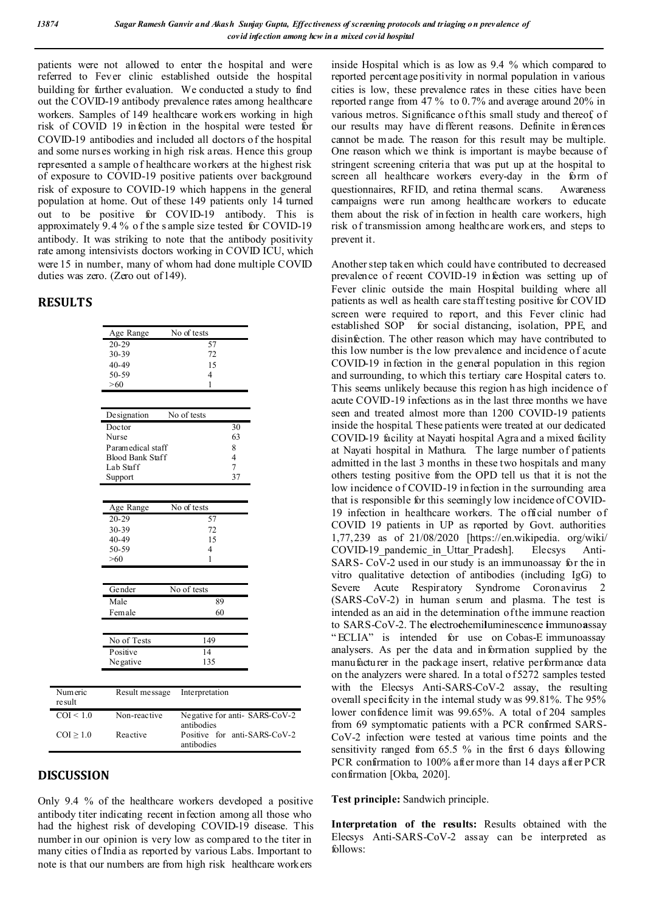patients were not allowed to enter the hospital and were referred to Fever clinic established outside the hospital building for further evaluation. We conducted a study to find out the COVID-19 antibody prevalence rates among healthcare workers. Samples of 149 healthcare workers working in high risk of COVID 19 infection in the hospital were tested for COVID-19 antibodies and included all doctors of the hospital and some nurses working in high risk areas. Hence this group represented a sample of healthcare workers at the highest risk of exposure to COVID-19 positive patients over background risk of exposure to COVID-19 which happens in the general population at home. Out of these 149 patients only 14 turned out to be positive for COVID-19 antibody. This is approximately 9.4 % of the sample size tested for COVID-19 antibody. It was striking to note that the antibody positivity rate among intensivists doctors working in COVID ICU, which were 15 in number, many of whom had done multiple COVID duties was zero. (Zero out of 149).

## RESULTS

| Age Range | No of tests |
|---|---|
| 20-29 | 57 |
| 30-39 | 72 |
| 40-49 | 15 |
| 50-59 | 4 |
| >60 | 1 |

| Designation | No of tests |
|---|---|
| Doctor | 30 |
| Nurse | 63 |
| Paramedical staff | 8 |
| Blood Bank Staff | 4 |
| Lab Staff | 7 |
| Support | 37 |

| Age Range | No of tests |
|---|---|
| 20-29 | 57 |
| 30-39 | 72 |
| 40-49 | 15 |
| 50-59 | 4 |
| >60 | 1 |

| Gender | No of tests |
|---|---|
| Male | 89 |
| Female | 60 |

| No of Tests | 149 |
|---|---|
| Positive | 14 |
| Negative | 135 |

| Numeric result | Result message | Interpretation |
|---|---|---|
| COI < 1.0 | Non-reactive | Negative for anti- SARS-CoV-2 antibodies |
| COI ≥ 1.0 | Reactive | Positive for anti-SARS-CoV-2 antibodies |

## DISCUSSION

Only 9.4 % of the healthcare workers developed a positive antibody titer indicating recent infection among all those who had the highest risk of developing COVID-19 disease. This number in our opinion is very low as compared to the titer in many cities of India as reported by various Labs. Important to note is that our numbers are from high risk healthcare workers inside Hospital which is as low as 9.4 % which compared to reported percentage positivity in normal population in various cities is low, these prevalence rates in these cities have been reported range from 47 % to 0.7% and average around 20% in various metros. Significance of this small study and thereof, of our results may have different reasons. Definite inferences cannot be made. The reason for this result may be multiple. One reason which we think is important is maybe because of stringent screening criteria that was put up at the hospital to screen all healthcare workers every-day in the form of questionnaires, RFID, and retina thermal scans. Awareness campaigns were run among healthcare workers to educate them about the risk of infection in health care workers, high risk of transmission among healthcare workers, and steps to prevent it.

Another step taken which could have contributed to decreased prevalence of recent COVID-19 infection was setting up of Fever clinic outside the main Hospital building where all patients as well as health care staff testing positive for COVID screen were required to report, and this Fever clinic had established SOP for social distancing, isolation, PPE, and disinfection. The other reason which may have contributed to this low number is the low prevalence and incidence of acute COVID-19 infection in the general population in this region and surrounding, to which this tertiary care Hospital caters to. This seems unlikely because this region has high incidence of acute COVID-19 infections as in the last three months we have seen and treated almost more than 1200 COVID-19 patients inside the hospital. These patients were treated at our dedicated COVID-19 facility at Nayati hospital Agra and a mixed facility at Nayati hospital in Mathura. The large number of patients admitted in the last 3 months in these two hospitals and many others testing positive from the OPD tell us that it is not the low incidence of COVID-19 infection in the surrounding area that is responsible for this seemingly low incidence of COVID-19 infection in healthcare workers. The official number of COVID 19 patients in UP as reported by Govt. authorities 1,77,239 as of 21/08/2020 [https://en.wikipedia. org/wiki/ COVID-19_pandemic_in_Uttar_Pradesh]. Elecsys Anti-SARS- CoV-2 used in our study is an immunoassay for the in vitro qualitative detection of antibodies (including IgG) to Severe Acute Respiratory Syndrome Coronavirus 2 (SARS-CoV-2) in human serum and plasma. The test is intended as an aid in the determination of the immune reaction to SARS-CoV-2. The **e**lectro**c**hemi**l**uminescence **i**mmuno**a**ssay "ECLIA" is intended for use on Cobas-E immunoassay analysers. As per the data and information supplied by the manufacturer in the package insert, relative performance data on the analyzers were shared. In a total of 5272 samples tested with the Elecsys Anti-SARS-CoV-2 assay, the resulting overall specificity in the internal study was 99.81%. The 95% lower confidence limit was 99.65%. A total of 204 samples from 69 symptomatic patients with a PCR confirmed SARS-CoV-2 infection were tested at various time points and the sensitivity ranged from 65.5 % in the first 6 days following PCR confirmation to 100% after more than 14 days after PCR confirmation [Okba, 2020].

**Test principle:** Sandwich principle.

**Interpretation of the results:** Results obtained with the Elecsys Anti-SARS-CoV-2 assay can be interpreted as follows: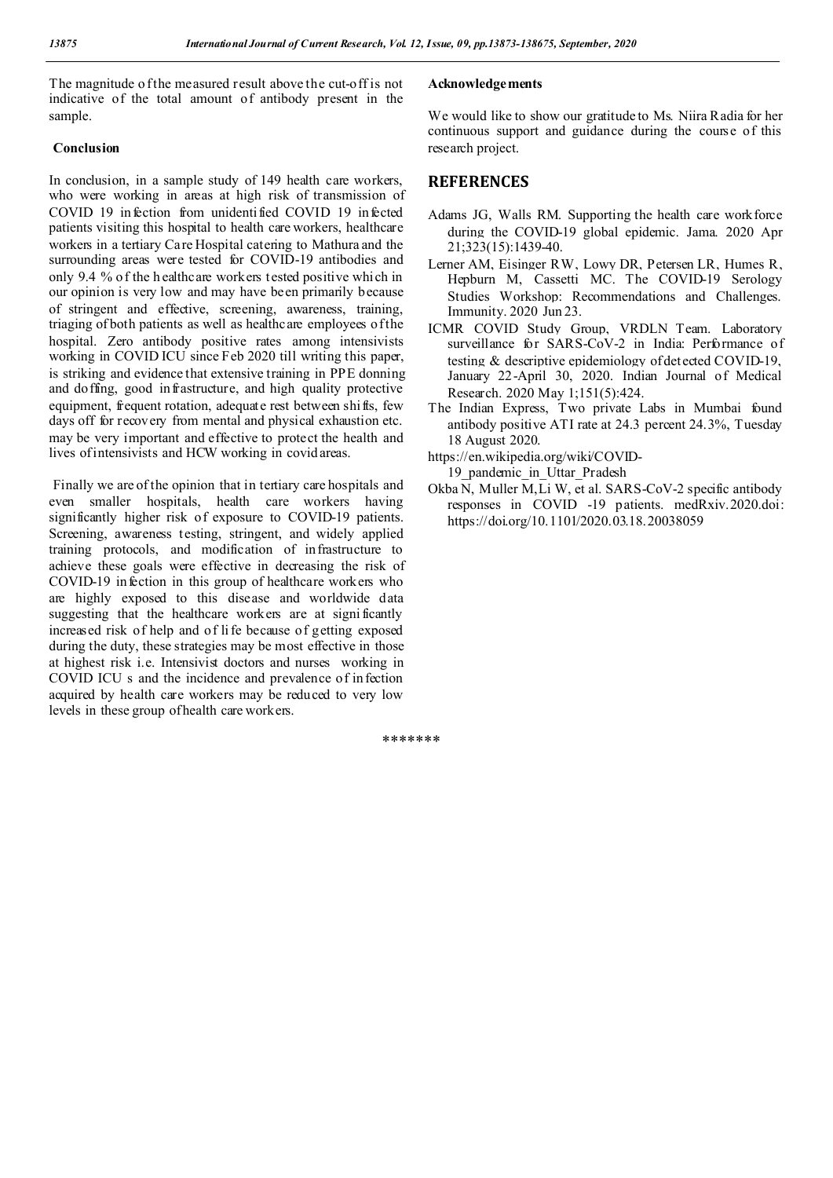The magnitude of the measured result above the cut-off is not indicative of the total amount of antibody present in the sample.

### Conclusion

In conclusion, in a sample study of 149 health care workers, who were working in areas at high risk of transmission of COVID 19 infection from unidentified COVID 19 infected patients visiting this hospital to health care workers, healthcare workers in a tertiary Care Hospital catering to Mathura and the surrounding areas were tested for COVID-19 antibodies and only 9.4 % of the healthcare workers tested positive which in our opinion is very low and may have been primarily because of stringent and effective, screening, awareness, training, triaging of both patients as well as healthcare employees of the hospital. Zero antibody positive rates among intensivists working in COVID ICU since Feb 2020 till writing this paper, is striking and evidence that extensive training in PPE donning and doffing, good infrastructure, and high quality protective equipment, frequent rotation, adequate rest between shifts, few days off for recovery from mental and physical exhaustion etc. may be very important and effective to protect the health and lives of intensivists and HCW working in covid areas.

Finally we are of the opinion that in tertiary care hospitals and even smaller hospitals, health care workers having significantly higher risk of exposure to COVID-19 patients. Screening, awareness testing, stringent, and widely applied training protocols, and modification of infrastructure to achieve these goals were effective in decreasing the risk of COVID-19 infection in this group of healthcare workers who are highly exposed to this disease and worldwide data suggesting that the healthcare workers are at significantly increased risk of help and of life because of getting exposed during the duty, these strategies may be most effective in those at highest risk i.e. Intensivist doctors and nurses working in COVID ICU s and the incidence and prevalence of infection acquired by health care workers may be reduced to very low levels in these group of health care workers.

### Acknowledgements

We would like to show our gratitude to Ms. Niira Radia for her continuous support and guidance during the course of this research project.

## REFERENCES

Adams JG, Walls RM. Supporting the health care workforce during the COVID-19 global epidemic. Jama. 2020 Apr 21;323(15):1439-40.

Lerner AM, Eisinger RW, Lowy DR, Petersen LR, Humes R, Hepburn M, Cassetti MC. The COVID-19 Serology Studies Workshop: Recommendations and Challenges. Immunity. 2020 Jun 23.

ICMR COVID Study Group, VRDLN Team. Laboratory surveillance for SARS-CoV-2 in India: Performance of testing & descriptive epidemiology of detected COVID-19, January 22-April 30, 2020. Indian Journal of Medical Research. 2020 May 1;151(5):424.

The Indian Express, Two private Labs in Mumbai found antibody positive ATI rate at 24.3 percent 24.3%, Tuesday 18 August 2020.

https://en.wikipedia.org/wiki/COVID-19_pandemic_in_Uttar_Pradesh

Okba N, Muller M, Li W, et al. SARS-CoV-2 specific antibody responses in COVID -19 patients. medRxiv. 2020.doi: https://doi.org/10.1101/2020.03.18.20038059

\*\*\*\*\*\*\*